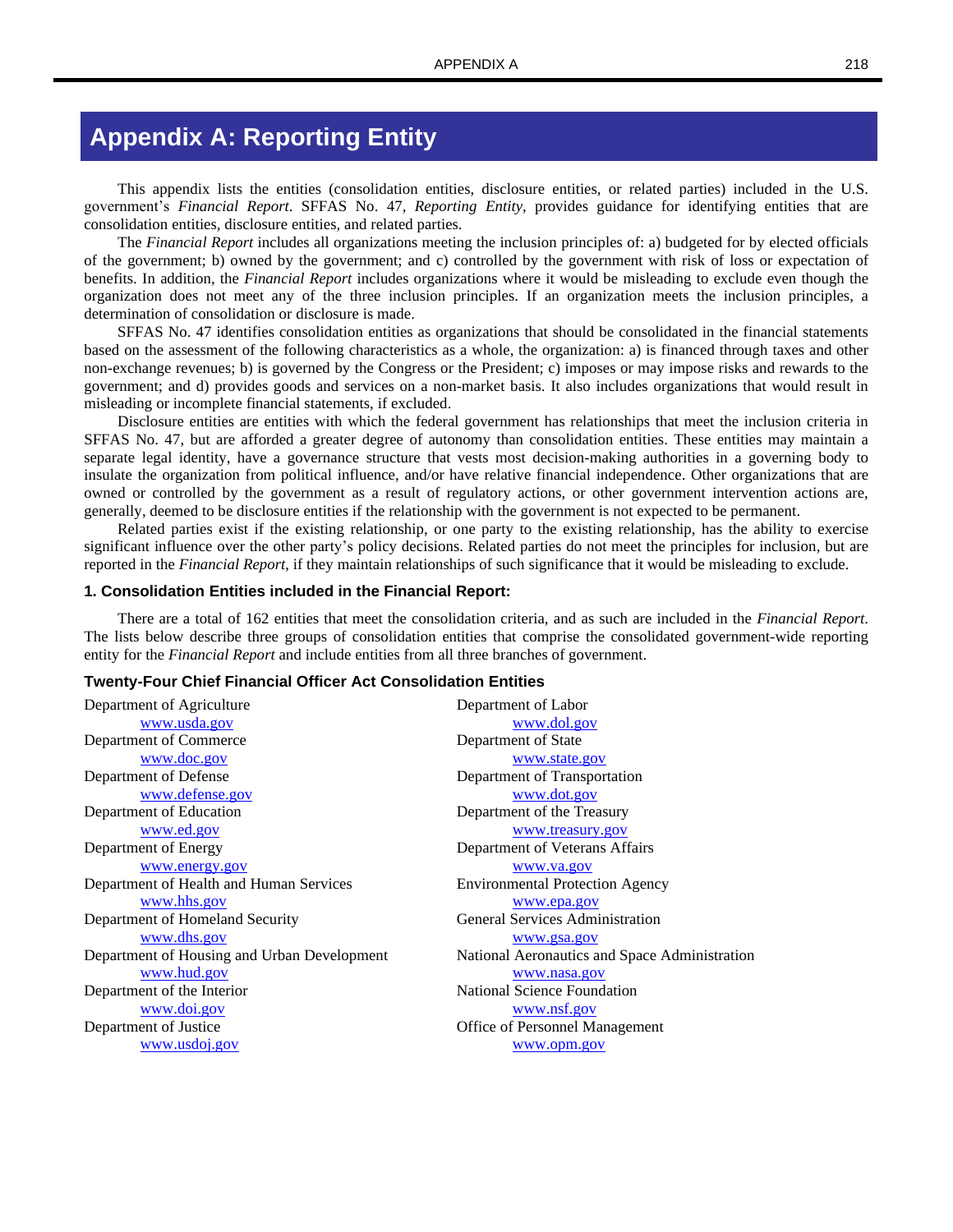# Appendix A: Reporting Entity

This appendix lists the entities (consolidation entities, disclosure entities, or related parties) included in the U.S. government's *Financial Report*. SFFAS No. 47, *Reporting Entity*, provides guidance for identifying entities that are consolidation entities, disclosure entities, and related parties.

The *Financial Report* includes all organizations meeting the inclusion principles of: a) budgeted for by elected officials of the government; b) owned by the government; and c) controlled by the government with risk of loss or expectation of benefits. In addition, the *Financial Report* includes organizations where it would be misleading to exclude even though the organization does not meet any of the three inclusion principles. If an organization meets the inclusion principles, a determination of consolidation or disclosure is made.

SFFAS No. 47 identifies consolidation entities as organizations that should be consolidated in the financial statements based on the assessment of the following characteristics as a whole, the organization: a) is financed through taxes and other non-exchange revenues; b) is governed by the Congress or the President; c) imposes or may impose risks and rewards to the government; and d) provides goods and services on a non-market basis. It also includes organizations that would result in misleading or incomplete financial statements, if excluded.

Disclosure entities are entities with which the federal government has relationships that meet the inclusion criteria in SFFAS No. 47, but are afforded a greater degree of autonomy than consolidation entities. These entities may maintain a separate legal identity, have a governance structure that vests most decision-making authorities in a governing body to insulate the organization from political influence, and/or have relative financial independence. Other organizations that are owned or controlled by the government as a result of regulatory actions, or other government intervention actions are, generally, deemed to be disclosure entities if the relationship with the government is not expected to be permanent.

Related parties exist if the existing relationship, or one party to the existing relationship, has the ability to exercise significant influence over the other party's policy decisions. Related parties do not meet the principles for inclusion, but are reported in the *Financial Report*, if they maintain relationships of such significance that it would be misleading to exclude.

### 1. Consolidation Entities included in the Financial Report:

There are a total of 162 entities that meet the consolidation criteria, and as such are included in the *Financial Report*. The lists below describe three groups of consolidation entities that comprise the consolidated government-wide reporting entity for the *Financial Report* and include entities from all three branches of government.

#### Twenty-Four Chief Financial Officer Act Consolidation Entities

Department of Agriculture
www.usda.gov

Department of Commerce
www.doc.gov

Department of Defense
www.defense.gov

Department of Education
www.ed.gov

Department of Energy
www.energy.gov

Department of Health and Human Services
www.hhs.gov

Department of Homeland Security
www.dhs.gov

Department of Housing and Urban Development
www.hud.gov

Department of the Interior
www.doi.gov

Department of Justice
www.usdoj.gov

Department of Labor
www.dol.gov

Department of State
www.state.gov

Department of Transportation
www.dot.gov

Department of the Treasury
www.treasury.gov

Department of Veterans Affairs
www.va.gov

Environmental Protection Agency
www.epa.gov

General Services Administration
www.gsa.gov

National Aeronautics and Space Administration
www.nasa.gov

National Science Foundation
www.nsf.gov

Office of Personnel Management
www.opm.gov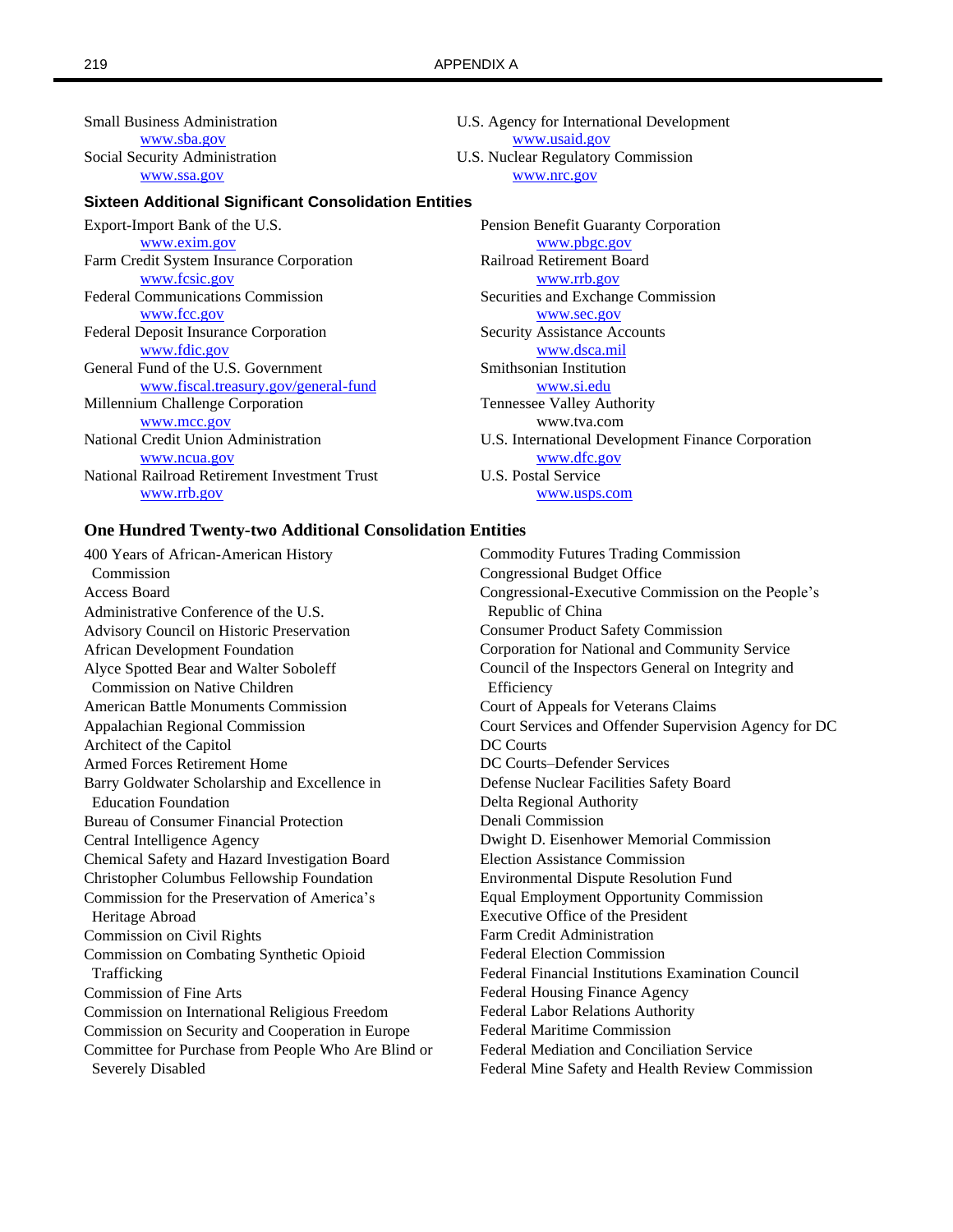Small Business Administration
www.sba.gov
Social Security Administration
www.ssa.gov
U.S. Agency for International Development
www.usaid.gov
U.S. Nuclear Regulatory Commission
www.nrc.gov

### Sixteen Additional Significant Consolidation Entities

Export-Import Bank of the U.S.
www.exim.gov
Farm Credit System Insurance Corporation
www.fcsic.gov
Federal Communications Commission
www.fcc.gov
Federal Deposit Insurance Corporation
www.fdic.gov
General Fund of the U.S. Government
www.fiscal.treasury.gov/general-fund
Millennium Challenge Corporation
www.mcc.gov
National Credit Union Administration
www.ncua.gov
National Railroad Retirement Investment Trust
www.rrb.gov
Pension Benefit Guaranty Corporation
www.pbgc.gov
Railroad Retirement Board
www.rrb.gov
Securities and Exchange Commission
www.sec.gov
Security Assistance Accounts
www.dsca.mil
Smithsonian Institution
www.si.edu
Tennessee Valley Authority
www.tva.com
U.S. International Development Finance Corporation
www.dfc.gov
U.S. Postal Service
www.usps.com

### One Hundred Twenty-two Additional Consolidation Entities

400 Years of African-American History Commission
Access Board
Administrative Conference of the U.S.
Advisory Council on Historic Preservation
African Development Foundation
Alyce Spotted Bear and Walter Soboleff Commission on Native Children
American Battle Monuments Commission
Appalachian Regional Commission
Architect of the Capitol
Armed Forces Retirement Home
Barry Goldwater Scholarship and Excellence in Education Foundation
Bureau of Consumer Financial Protection
Central Intelligence Agency
Chemical Safety and Hazard Investigation Board
Christopher Columbus Fellowship Foundation
Commission for the Preservation of America's Heritage Abroad
Commission on Civil Rights
Commission on Combating Synthetic Opioid Trafficking
Commission of Fine Arts
Commission on International Religious Freedom
Commission on Security and Cooperation in Europe
Committee for Purchase from People Who Are Blind or Severely Disabled
Commodity Futures Trading Commission
Congressional Budget Office
Congressional-Executive Commission on the People's Republic of China
Consumer Product Safety Commission
Corporation for National and Community Service
Council of the Inspectors General on Integrity and Efficiency
Court of Appeals for Veterans Claims
Court Services and Offender Supervision Agency for DC
DC Courts
DC Courts–Defender Services
Defense Nuclear Facilities Safety Board
Delta Regional Authority
Denali Commission
Dwight D. Eisenhower Memorial Commission
Election Assistance Commission
Environmental Dispute Resolution Fund
Equal Employment Opportunity Commission
Executive Office of the President
Farm Credit Administration
Federal Election Commission
Federal Financial Institutions Examination Council
Federal Housing Finance Agency
Federal Labor Relations Authority
Federal Maritime Commission
Federal Mediation and Conciliation Service
Federal Mine Safety and Health Review Commission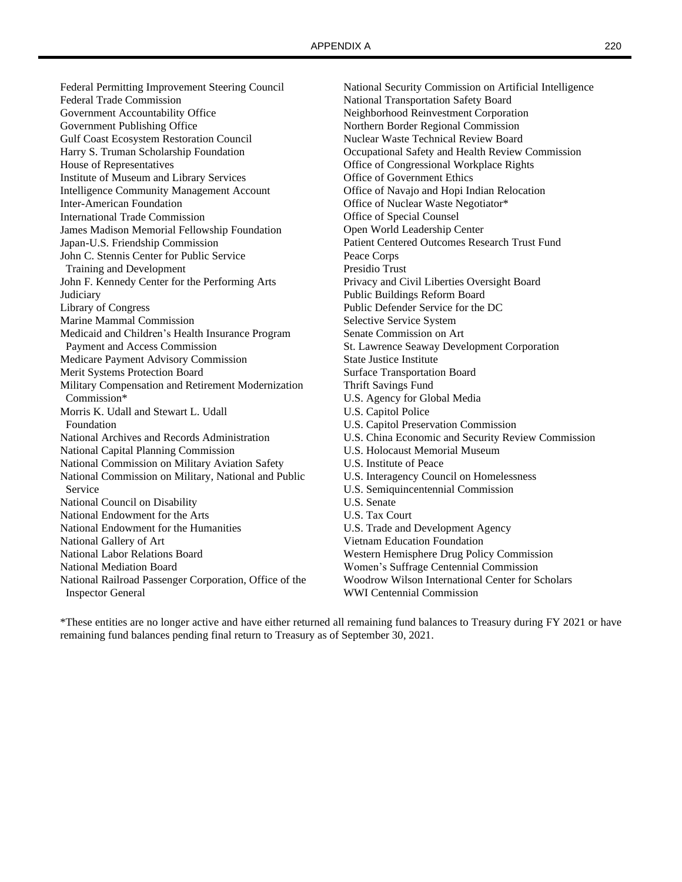Federal Permitting Improvement Steering Council
Federal Trade Commission
Government Accountability Office
Government Publishing Office
Gulf Coast Ecosystem Restoration Council
Harry S. Truman Scholarship Foundation
House of Representatives
Institute of Museum and Library Services
Intelligence Community Management Account
Inter-American Foundation
International Trade Commission
James Madison Memorial Fellowship Foundation
Japan-U.S. Friendship Commission
John C. Stennis Center for Public Service Training and Development
John F. Kennedy Center for the Performing Arts
Judiciary
Library of Congress
Marine Mammal Commission
Medicaid and Children's Health Insurance Program Payment and Access Commission
Medicare Payment Advisory Commission
Merit Systems Protection Board
Military Compensation and Retirement Modernization Commission*
Morris K. Udall and Stewart L. Udall Foundation
National Archives and Records Administration
National Capital Planning Commission
National Commission on Military Aviation Safety
National Commission on Military, National and Public Service
National Council on Disability
National Endowment for the Arts
National Endowment for the Humanities
National Gallery of Art
National Labor Relations Board
National Mediation Board
National Railroad Passenger Corporation, Office of the Inspector General
National Security Commission on Artificial Intelligence
National Transportation Safety Board
Neighborhood Reinvestment Corporation
Northern Border Regional Commission
Nuclear Waste Technical Review Board
Occupational Safety and Health Review Commission
Office of Congressional Workplace Rights
Office of Government Ethics
Office of Navajo and Hopi Indian Relocation
Office of Nuclear Waste Negotiator*
Office of Special Counsel
Open World Leadership Center
Patient Centered Outcomes Research Trust Fund
Peace Corps
Presidio Trust
Privacy and Civil Liberties Oversight Board
Public Buildings Reform Board
Public Defender Service for the DC
Selective Service System
Senate Commission on Art
St. Lawrence Seaway Development Corporation
State Justice Institute
Surface Transportation Board
Thrift Savings Fund
U.S. Agency for Global Media
U.S. Capitol Police
U.S. Capitol Preservation Commission
U.S. China Economic and Security Review Commission
U.S. Holocaust Memorial Museum
U.S. Institute of Peace
U.S. Interagency Council on Homelessness
U.S. Semiquincentennial Commission
U.S. Senate
U.S. Tax Court
U.S. Trade and Development Agency
Vietnam Education Foundation
Western Hemisphere Drug Policy Commission
Women's Suffrage Centennial Commission
Woodrow Wilson International Center for Scholars
WWI Centennial Commission

*These entities are no longer active and have either returned all remaining fund balances to Treasury during FY 2021 or have remaining fund balances pending final return to Treasury as of September 30, 2021.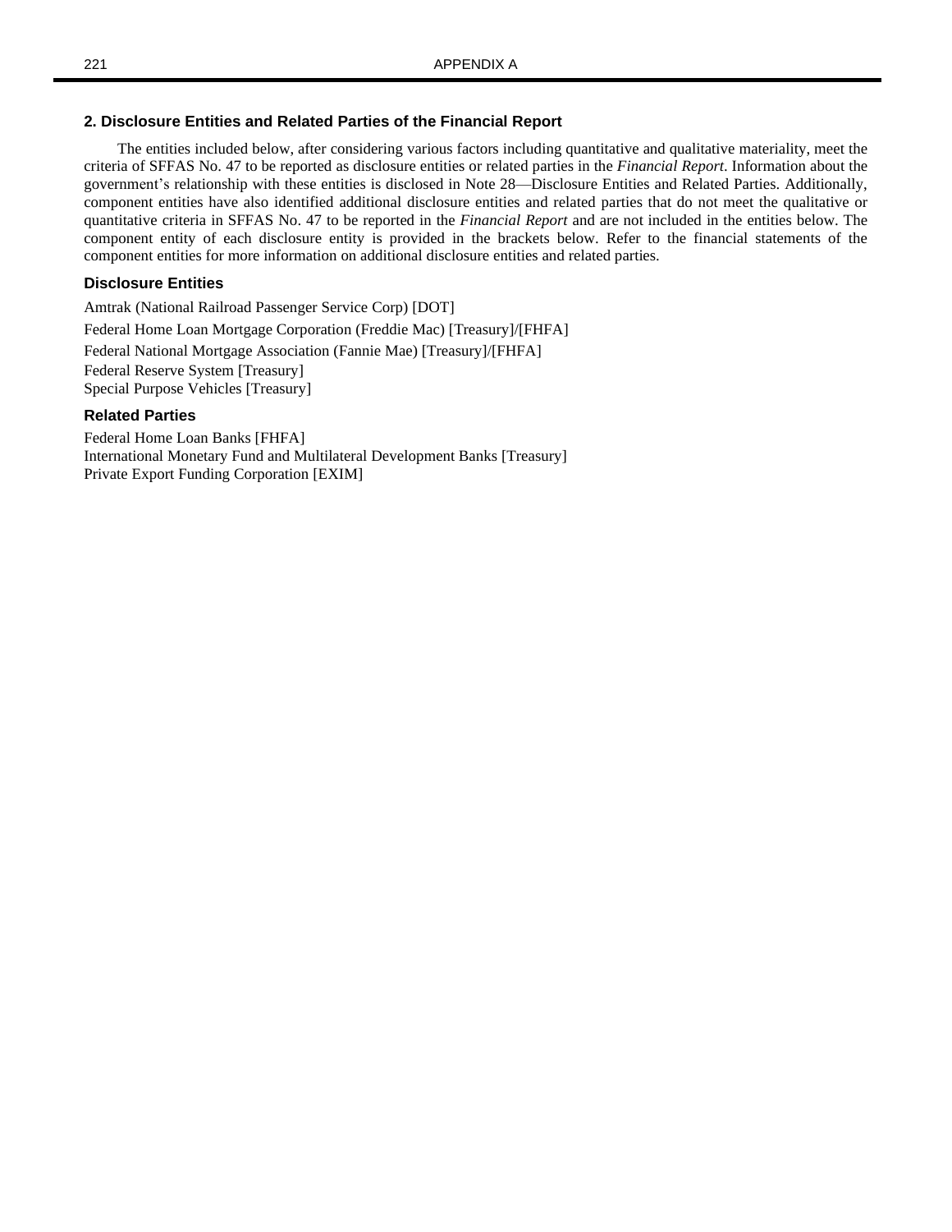## 2. Disclosure Entities and Related Parties of the Financial Report

The entities included below, after considering various factors including quantitative and qualitative materiality, meet the criteria of SFFAS No. 47 to be reported as disclosure entities or related parties in the *Financial Report*. Information about the government's relationship with these entities is disclosed in Note 28—Disclosure Entities and Related Parties. Additionally, component entities have also identified additional disclosure entities and related parties that do not meet the qualitative or quantitative criteria in SFFAS No. 47 to be reported in the *Financial Report* and are not included in the entities below. The component entity of each disclosure entity is provided in the brackets below. Refer to the financial statements of the component entities for more information on additional disclosure entities and related parties.

### Disclosure Entities

Amtrak (National Railroad Passenger Service Corp) [DOT]

Federal Home Loan Mortgage Corporation (Freddie Mac) [Treasury]/[FHFA]

Federal National Mortgage Association (Fannie Mae) [Treasury]/[FHFA]

Federal Reserve System [Treasury]
Special Purpose Vehicles [Treasury]

### Related Parties

Federal Home Loan Banks [FHFA]
International Monetary Fund and Multilateral Development Banks [Treasury]
Private Export Funding Corporation [EXIM]